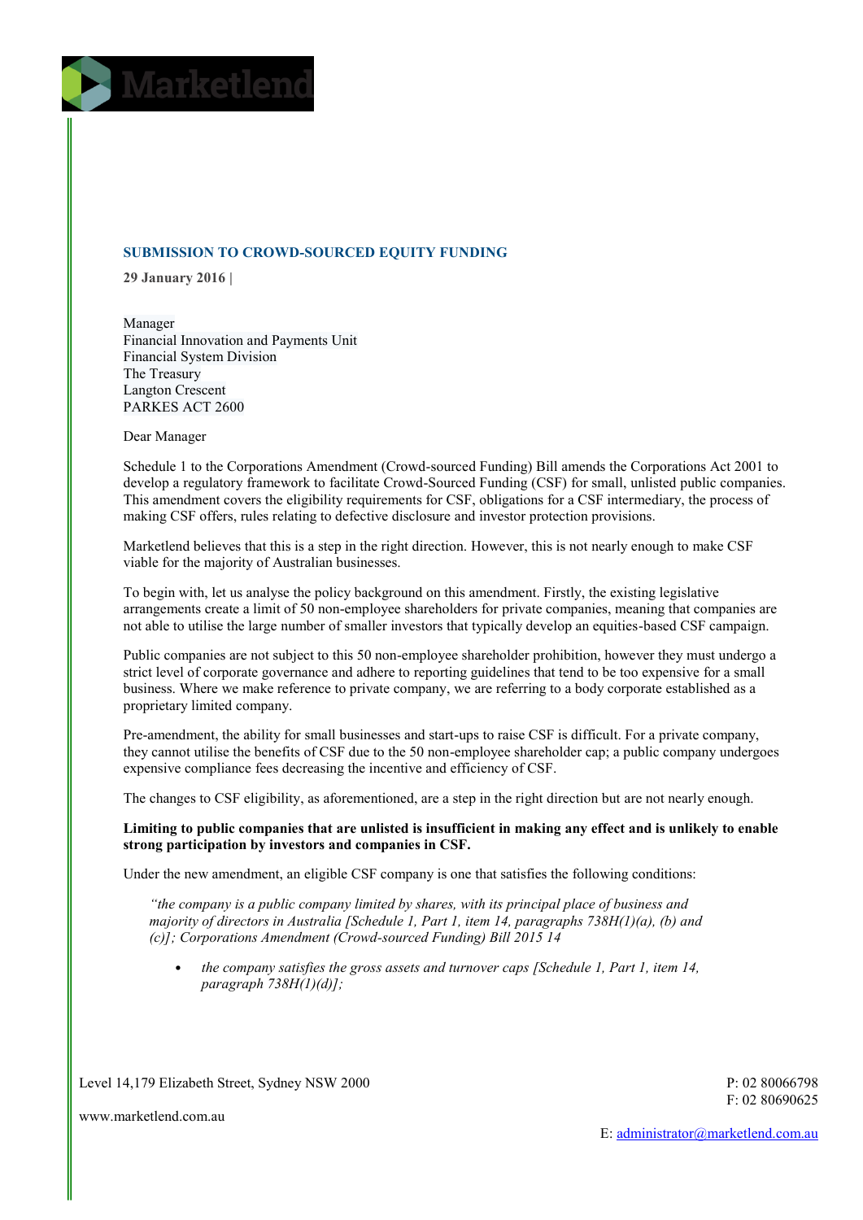## SUBMISSION TO CROWD-SOURCED EQUITY FUNDING

**29 January 2016 |**

Manager
Financial Innovation and Payments Unit
Financial System Division
The Treasury
Langton Crescent
PARKES ACT 2600

Dear Manager

Schedule 1 to the Corporations Amendment (Crowd-sourced Funding) Bill amends the Corporations Act 2001 to develop a regulatory framework to facilitate Crowd-Sourced Funding (CSF) for small, unlisted public companies. This amendment covers the eligibility requirements for CSF, obligations for a CSF intermediary, the process of making CSF offers, rules relating to defective disclosure and investor protection provisions.

Marketlend believes that this is a step in the right direction. However, this is not nearly enough to make CSF viable for the majority of Australian businesses.

To begin with, let us analyse the policy background on this amendment. Firstly, the existing legislative arrangements create a limit of 50 non-employee shareholders for private companies, meaning that companies are not able to utilise the large number of smaller investors that typically develop an equities-based CSF campaign.

Public companies are not subject to this 50 non-employee shareholder prohibition, however they must undergo a strict level of corporate governance and adhere to reporting guidelines that tend to be too expensive for a small business. Where we make reference to private company, we are referring to a body corporate established as a proprietary limited company.

Pre-amendment, the ability for small businesses and start-ups to raise CSF is difficult. For a private company, they cannot utilise the benefits of CSF due to the 50 non-employee shareholder cap; a public company undergoes expensive compliance fees decreasing the incentive and efficiency of CSF.

The changes to CSF eligibility, as aforementioned, are a step in the right direction but are not nearly enough.

**Limiting to public companies that are unlisted is insufficient in making any effect and is unlikely to enable strong participation by investors and companies in CSF.**

Under the new amendment, an eligible CSF company is one that satisfies the following conditions:

> *"the company is a public company limited by shares, with its principal place of business and majority of directors in Australia [Schedule 1, Part 1, item 14, paragraphs 738H(1)(a), (b) and (c)]; Corporations Amendment (Crowd-sourced Funding) Bill 2015 14*
>
> - *the company satisfies the gross assets and turnover caps [Schedule 1, Part 1, item 14, paragraph 738H(1)(d)];*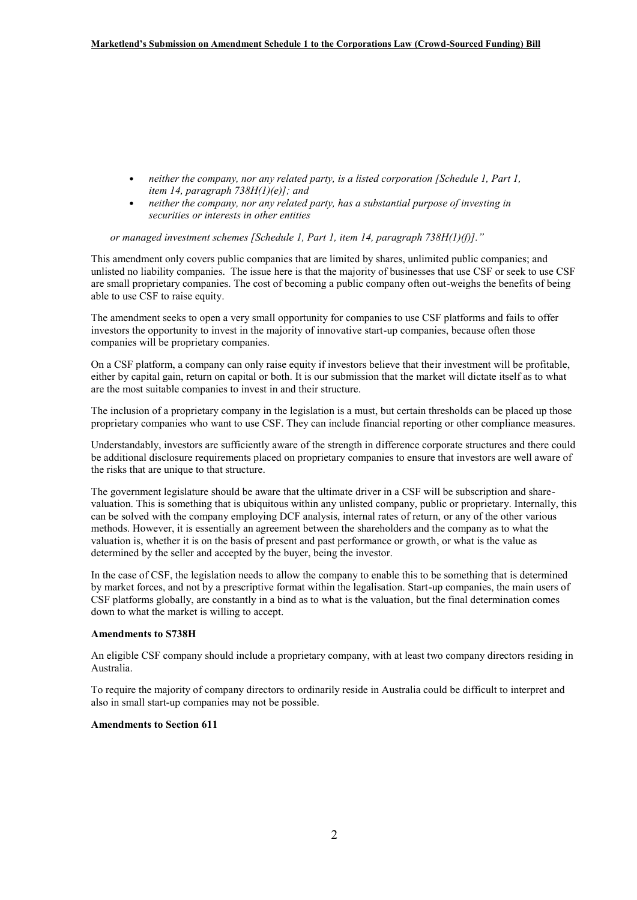- *neither the company, nor any related party, is a listed corporation [Schedule 1, Part 1, item 14, paragraph 738H(1)(e)]; and*
- *neither the company, nor any related party, has a substantial purpose of investing in securities or interests in other entities*

*or managed investment schemes [Schedule 1, Part 1, item 14, paragraph 738H(1)(f)]."*

This amendment only covers public companies that are limited by shares, unlimited public companies; and unlisted no liability companies. The issue here is that the majority of businesses that use CSF or seek to use CSF are small proprietary companies. The cost of becoming a public company often out-weighs the benefits of being able to use CSF to raise equity.

The amendment seeks to open a very small opportunity for companies to use CSF platforms and fails to offer investors the opportunity to invest in the majority of innovative start-up companies, because often those companies will be proprietary companies.

On a CSF platform, a company can only raise equity if investors believe that their investment will be profitable, either by capital gain, return on capital or both. It is our submission that the market will dictate itself as to what are the most suitable companies to invest in and their structure.

The inclusion of a proprietary company in the legislation is a must, but certain thresholds can be placed up those proprietary companies who want to use CSF. They can include financial reporting or other compliance measures.

Understandably, investors are sufficiently aware of the strength in difference corporate structures and there could be additional disclosure requirements placed on proprietary companies to ensure that investors are well aware of the risks that are unique to that structure.

The government legislature should be aware that the ultimate driver in a CSF will be subscription and share-valuation. This is something that is ubiquitous within any unlisted company, public or proprietary. Internally, this can be solved with the company employing DCF analysis, internal rates of return, or any of the other various methods. However, it is essentially an agreement between the shareholders and the company as to what the valuation is, whether it is on the basis of present and past performance or growth, or what is the value as determined by the seller and accepted by the buyer, being the investor.

In the case of CSF, the legislation needs to allow the company to enable this to be something that is determined by market forces, and not by a prescriptive format within the legalisation. Start-up companies, the main users of CSF platforms globally, are constantly in a bind as to what is the valuation, but the final determination comes down to what the market is willing to accept.

**Amendments to S738H**

An eligible CSF company should include a proprietary company, with at least two company directors residing in Australia.

To require the majority of company directors to ordinarily reside in Australia could be difficult to interpret and also in small start-up companies may not be possible.

**Amendments to Section 611**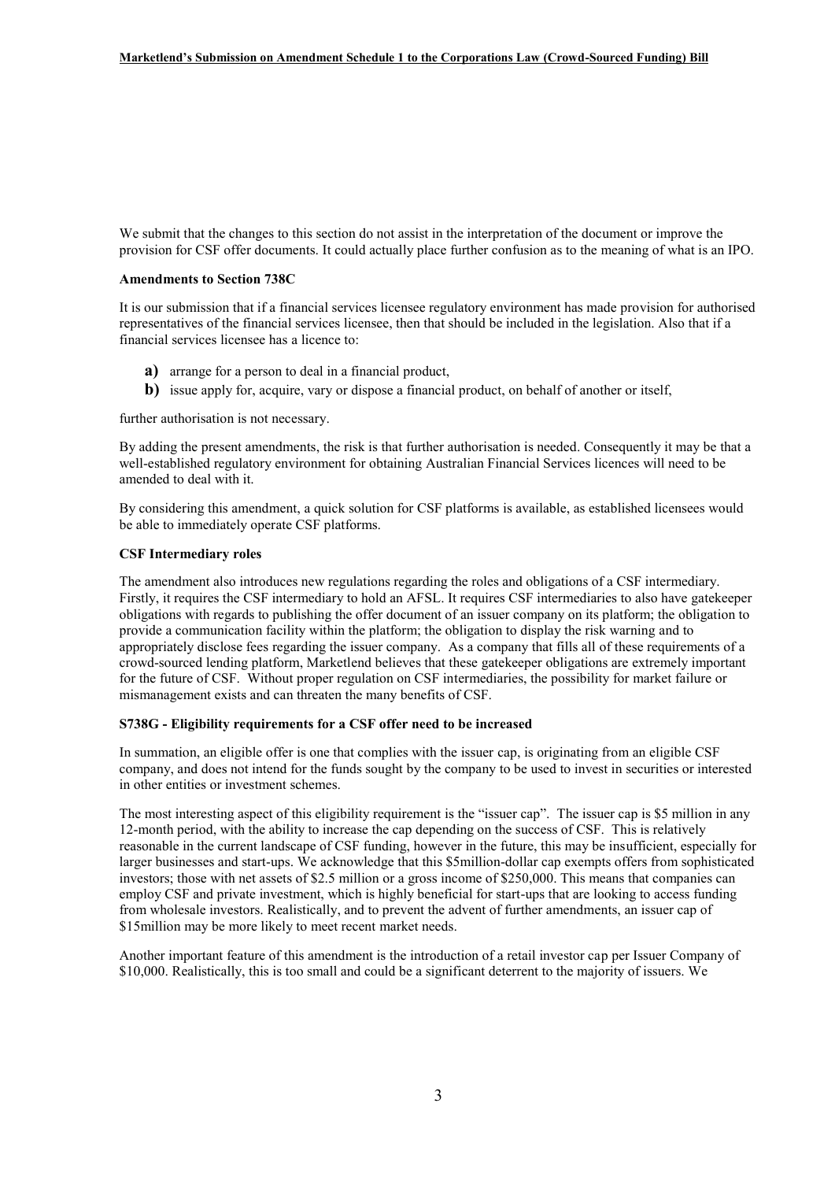We submit that the changes to this section do not assist in the interpretation of the document or improve the provision for CSF offer documents. It could actually place further confusion as to the meaning of what is an IPO.

**Amendments to Section 738C**

It is our submission that if a financial services licensee regulatory environment has made provision for authorised representatives of the financial services licensee, then that should be included in the legislation. Also that if a financial services licensee has a licence to:

**a)** arrange for a person to deal in a financial product,
**b)** issue apply for, acquire, vary or dispose a financial product, on behalf of another or itself,

further authorisation is not necessary.

By adding the present amendments, the risk is that further authorisation is needed. Consequently it may be that a well-established regulatory environment for obtaining Australian Financial Services licences will need to be amended to deal with it.

By considering this amendment, a quick solution for CSF platforms is available, as established licensees would be able to immediately operate CSF platforms.

**CSF Intermediary roles**

The amendment also introduces new regulations regarding the roles and obligations of a CSF intermediary. Firstly, it requires the CSF intermediary to hold an AFSL. It requires CSF intermediaries to also have gatekeeper obligations with regards to publishing the offer document of an issuer company on its platform; the obligation to provide a communication facility within the platform; the obligation to display the risk warning and to appropriately disclose fees regarding the issuer company. As a company that fills all of these requirements of a crowd-sourced lending platform, Marketlend believes that these gatekeeper obligations are extremely important for the future of CSF. Without proper regulation on CSF intermediaries, the possibility for market failure or mismanagement exists and can threaten the many benefits of CSF.

**S738G - Eligibility requirements for a CSF offer need to be increased**

In summation, an eligible offer is one that complies with the issuer cap, is originating from an eligible CSF company, and does not intend for the funds sought by the company to be used to invest in securities or interested in other entities or investment schemes.

The most interesting aspect of this eligibility requirement is the "issuer cap". The issuer cap is $5 million in any 12-month period, with the ability to increase the cap depending on the success of CSF. This is relatively reasonable in the current landscape of CSF funding, however in the future, this may be insufficient, especially for larger businesses and start-ups. We acknowledge that this $5million-dollar cap exempts offers from sophisticated investors; those with net assets of $2.5 million or a gross income of $250,000. This means that companies can employ CSF and private investment, which is highly beneficial for start-ups that are looking to access funding from wholesale investors. Realistically, and to prevent the advent of further amendments, an issuer cap of $15million may be more likely to meet recent market needs.

Another important feature of this amendment is the introduction of a retail investor cap per Issuer Company of $10,000. Realistically, this is too small and could be a significant deterrent to the majority of issuers. We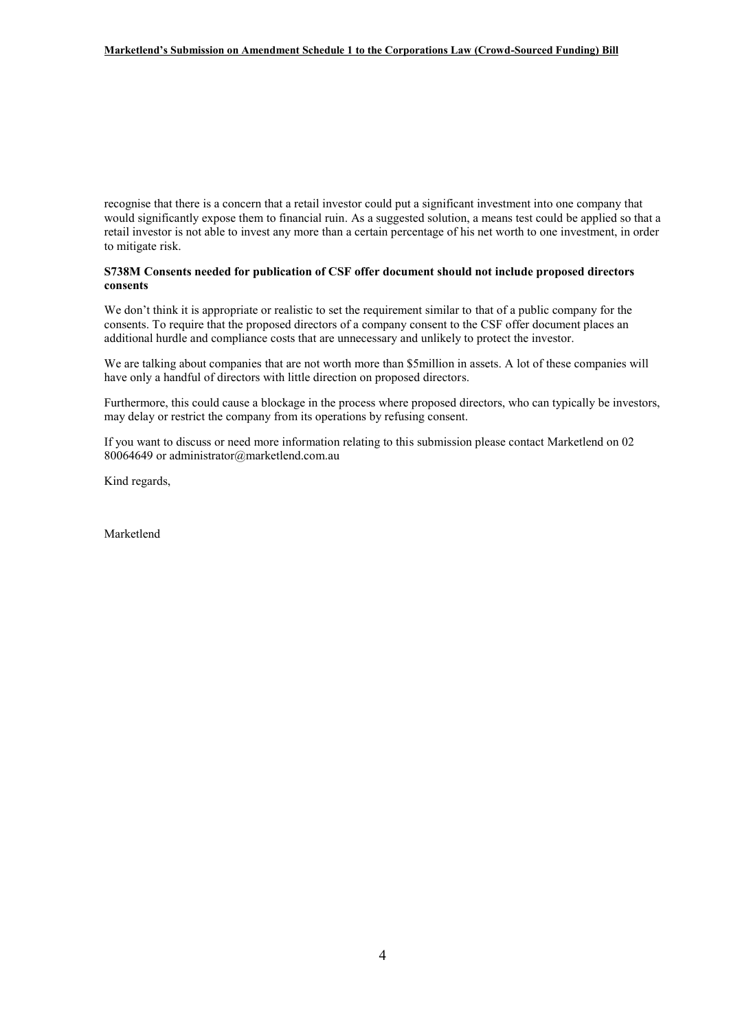recognise that there is a concern that a retail investor could put a significant investment into one company that would significantly expose them to financial ruin. As a suggested solution, a means test could be applied so that a retail investor is not able to invest any more than a certain percentage of his net worth to one investment, in order to mitigate risk.

**S738M Consents needed for publication of CSF offer document should not include proposed directors consents**

We don't think it is appropriate or realistic to set the requirement similar to that of a public company for the consents. To require that the proposed directors of a company consent to the CSF offer document places an additional hurdle and compliance costs that are unnecessary and unlikely to protect the investor.

We are talking about companies that are not worth more than $5million in assets. A lot of these companies will have only a handful of directors with little direction on proposed directors.

Furthermore, this could cause a blockage in the process where proposed directors, who can typically be investors, may delay or restrict the company from its operations by refusing consent.

If you want to discuss or need more information relating to this submission please contact Marketlend on 02 80064649 or administrator@marketlend.com.au

Kind regards,

Marketlend